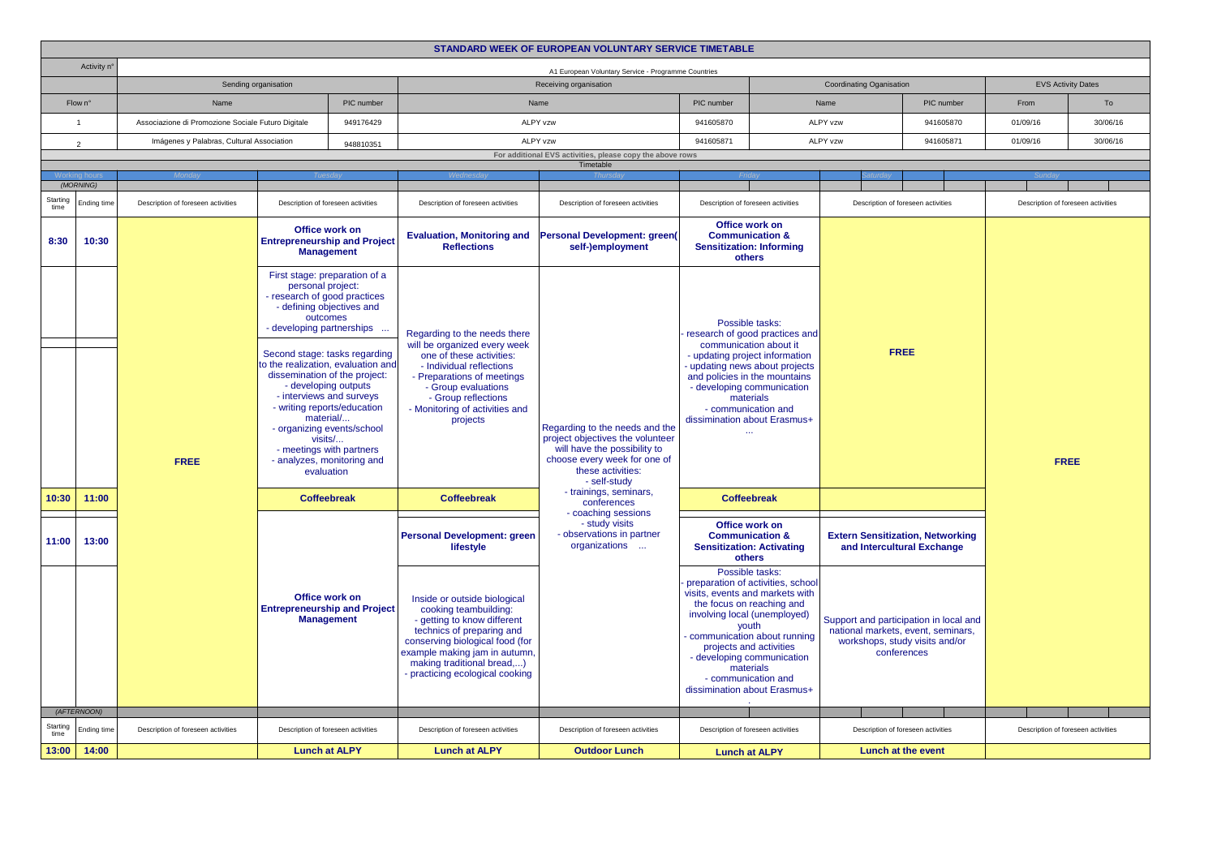# STANDARD WEEK OF EUROPEAN VOLUNTARY SERVICE TIMETABLE

| Activity n° | A1 European Voluntary Service - Programme Countries | | | | | | | |
|---|---|---|---|---|---|---|---|---|
| | Sending organisation | | Receiving organisation | | Coordinating Oganisation | | EVS Activity Dates | |
| Flow n° | Name | PIC number | Name | PIC number | Name | PIC number | From | To |
| 1 | Associazione di Promozione Sociale Futuro Digitale | 949176429 | ALPY vzw | 941605870 | ALPY vzw | 941605870 | 01/09/16 | 30/06/16 |
| 2 | Imágenes y Palabras, Cultural Association | 948810351 | ALPY vzw | 941605871 | ALPY vzw | 941605871 | 01/09/16 | 30/06/16 |

For additional EVS activities, please copy the above rows

Timetable

| Starting time | Ending time | Monday | Tuesday | Wednesday | Thursday | Friday | Saturday | Sunday |
|---|---|---|---|---|---|---|---|---|
| *(MORNING)* | | Description of foreseen activities | Description of foreseen activities | Description of foreseen activities | Description of foreseen activities | Description of foreseen activities | Description of foreseen activities | Description of foreseen activities |
| **8:30** | **10:30** | **FREE** | **Office work on Entrepreneurship and Project Management**<br>First stage: preparation of a personal project:<br>- research of good practices<br>- defining objectives and outcomes<br>- developing partnerships ...<br>Second stage: tasks regarding to the realization, evaluation and dissemination of the project:<br>- developing outputs<br>- interviews and surveys<br>- writing reports/education material/...<br>- organizing events/school visits/...<br>- meetings with partners<br>- analyzes, monitoring and evaluation | **Evaluation, Monitoring and Reflections**<br>Regarding to the needs there will be organized every week one of these activities:<br>- Individual reflections<br>- Preparations of meetings<br>- Group evaluations<br>- Group reflections<br>- Monitoring of activities and projects | **Personal Development: green(self-)employment**<br>Regarding to the needs and the project objectives the volunteer will have the possibility to choose every week for one of these activities:<br>- self-study<br>- trainings, seminars, conferences<br>- coaching sessions<br>- study visits<br>- observations in partner organizations ... | **Office work on Communication & Sensitization: Informing others**<br>Possible tasks:<br>- research of good practices and communication about it<br>- updating project information<br>- updating news about projects and policies in the mountains<br>- developing communication materials<br>- communication and dissimination about Erasmus+<br>... | **FREE** | **FREE** |
| **10:30** | **11:00** | | **Coffeebreak** | **Coffeebreak** | | **Coffeebreak** | | |
| **11:00** | **13:00** | | **Office work on Entrepreneurship and Project Management** | **Personal Development: green lifestyle**<br>Inside or outside biological cooking teambuilding:<br>- getting to know different technics of preparing and conserving biological food (for example making jam in autumn, making traditional bread,...)<br>- practicing ecological cooking | | **Office work on Communication & Sensitization: Activating others**<br>Possible tasks:<br>- preparation of activities, school visits, events and markets with the focus on reaching and involving local (unemployed) youth<br>- communication about running projects and activities<br>- developing communication materials<br>- communication and dissimination about Erasmus+<br>. | **Extern Sensitization, Networking and Intercultural Exchange**<br>Support and participation in local and national markets, event, seminars, workshops, study visits and/or conferences | |
| *(AFTERNOON)* | | Description of foreseen activities | Description of foreseen activities | Description of foreseen activities | Description of foreseen activities | Description of foreseen activities | Description of foreseen activities | Description of foreseen activities |
| **13:00** | **14:00** | | **Lunch at ALPY** | **Lunch at ALPY** | **Outdoor Lunch** | **Lunch at ALPY** | **Lunch at the event** | |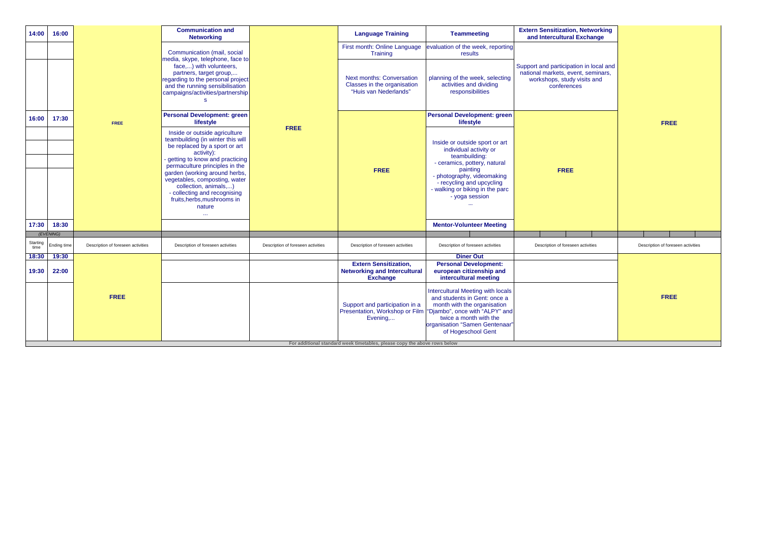| | | | | | | | | |
|---|---|---|---|---|---|---|---|---|
| 14:00 | 16:00 | FREE | **Communication and Networking** | FREE | **Language Training** | **Teammeeting** | **Extern Sensitization, Networking and Intercultural Exchange** | FREE |
| | | | Communication (mail, social media, skype, telephone, face to face,...) with volunteers, partners, target group,... regarding to the personal project and the running sensibilisation campaigns/activities/partnerships | | First month: Online Language Training | evaluation of the week, reporting results | Support and participation in local and national markets, event, seminars, workshops, study visits and conferences | |
| | | | | | Next months: Conversation Classes in the organisation "Huis van Nederlands" | planning of the week, selecting activities and dividing responsibilities | | |
| 16:00 | 17:30 | | **Personal Development: green lifestyle** | | FREE | **Personal Development: green lifestyle** | FREE | |
| | | | Inside or outside agriculture teambuilding (in winter this will be replaced by a sport or art activity):<br>- getting to know and practicing permaculture principles in the garden (working around herbs, vegetables, composting, water collection, animals,...)<br>- collecting and recognising fruits,herbs,mushrooms in nature<br>... | | | Inside or outside sport or art individual activity or teambuilding:<br>- ceramics, pottery, natural painting<br>- photography, videomaking<br>- recycling and upcycling<br>- walking or biking in the parc<br>- yoga session<br>... | | |
| 17:30 | 18:30 | | | | | **Mentor-Volunteer Meeting** | | |
| *(EVENING)* | | | | | | | | |
| Starting time | Ending time | Description of foreseen activities | Description of foreseen activities | Description of foreseen activities | Description of foreseen activities | Description of foreseen activities | Description of foreseen activities | Description of foreseen activities |
| 18:30 | 19:30 | FREE | | | | **Diner Out** | | FREE |
| 19:30 | 22:00 | | | | **Extern Sensitization, Networking and Intercultural Exchange** | **Personal Development: european citizenship and intercultural meeting** | | |
| | | | | | Support and participation in a Presentation, Workshop or Film Evening,... | Intercultural Meeting with locals and students in Gent: once a month with the organisation "Djambo", once with "ALPY" and twice a month with the organisation "Samen Gentenaar" of Hogeschool Gent | | |

For additional standard week timetables, please copy the above rows below